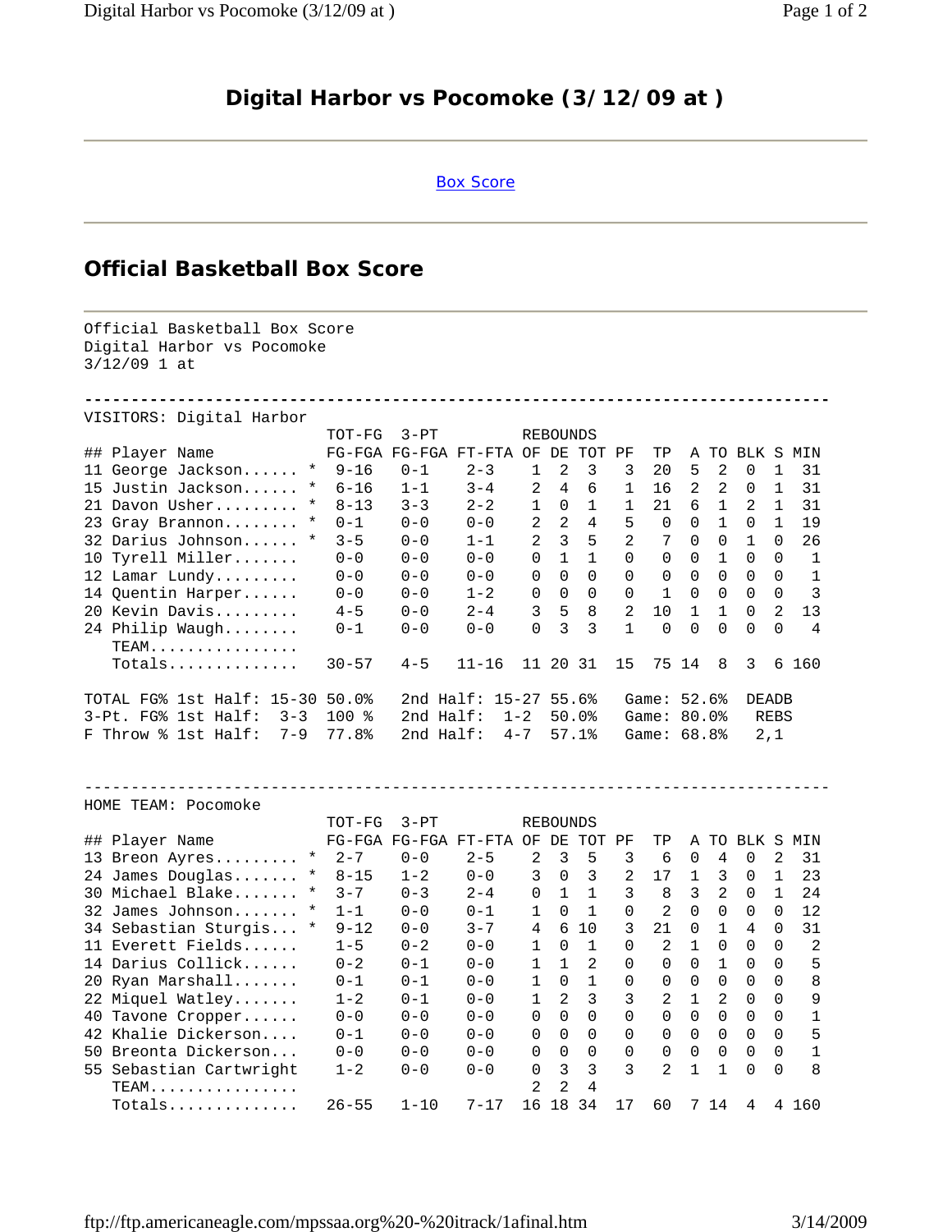# Digital Harbor vs Pocomoke (3/12/09 at )

Box Score

## Official Basketball Box Score

Official Basketball Box Score
Digital Harbor vs Pocomoke
3/12/09 1 at

VISITORS: Digital Harbor

| ## | Player Name | | TOT-FG FG-FGA | 3-PT FG-FGA | FT-FTA | REBOUNDS OF | DE | TOT | PF | TP | A | TO | BLK | S | MIN |
|---|---|---|---|---|---|---|---|---|---|---|---|---|---|---|---|
| 11 | George Jackson...... | * | 9-16 | 0-1 | 2-3 | 1 | 2 | 3 | 3 | 20 | 5 | 2 | 0 | 1 | 31 |
| 15 | Justin Jackson...... | * | 6-16 | 1-1 | 3-4 | 2 | 4 | 6 | 1 | 16 | 2 | 2 | 0 | 1 | 31 |
| 21 | Davon Usher......... | * | 8-13 | 3-3 | 2-2 | 1 | 0 | 1 | 1 | 21 | 6 | 1 | 2 | 1 | 31 |
| 23 | Gray Brannon........ | * | 0-1 | 0-0 | 0-0 | 2 | 2 | 4 | 5 | 0 | 0 | 1 | 0 | 1 | 19 |
| 32 | Darius Johnson...... | * | 3-5 | 0-0 | 1-1 | 2 | 3 | 5 | 2 | 7 | 0 | 0 | 1 | 0 | 26 |
| 10 | Tyrell Miller....... | | 0-0 | 0-0 | 0-0 | 0 | 1 | 1 | 0 | 0 | 0 | 1 | 0 | 0 | 1 |
| 12 | Lamar Lundy......... | | 0-0 | 0-0 | 0-0 | 0 | 0 | 0 | 0 | 0 | 0 | 0 | 0 | 0 | 1 |
| 14 | Quentin Harper...... | | 0-0 | 0-0 | 1-2 | 0 | 0 | 0 | 0 | 1 | 0 | 0 | 0 | 0 | 3 |
| 20 | Kevin Davis......... | | 4-5 | 0-0 | 2-4 | 3 | 5 | 8 | 2 | 10 | 1 | 1 | 0 | 2 | 13 |
| 24 | Philip Waugh........ | | 0-1 | 0-0 | 0-0 | 0 | 3 | 3 | 1 | 0 | 0 | 0 | 0 | 0 | 4 |
| | TEAM................ | | | | | | | | | | | | | | |
| | Totals.............. | | 30-57 | 4-5 | 11-16 | 11 | 20 | 31 | 15 | 75 | 14 | 8 | 3 | 6 | 160 |

```
TOTAL FG% 1st Half: 15-30 50.0%   2nd Half: 15-27 55.6%   Game: 52.6%   DEADB
3-Pt. FG% 1st Half:   3-3  100 %  2nd Half:   1-2  50.0%  Game: 80.0%    REBS
F Throw % 1st Half:   7-9 77.8%   2nd Half:   4-7  57.1%  Game: 68.8%     2,1
```

HOME TEAM: Pocomoke

| ## | Player Name | | TOT-FG FG-FGA | 3-PT FG-FGA | FT-FTA | REBOUNDS OF | DE | TOT | PF | TP | A | TO | BLK | S | MIN |
|---|---|---|---|---|---|---|---|---|---|---|---|---|---|---|---|
| 13 | Breon Ayres......... | * | 2-7 | 0-0 | 2-5 | 2 | 3 | 5 | 3 | 6 | 0 | 4 | 0 | 2 | 31 |
| 24 | James Douglas....... | * | 8-15 | 1-2 | 0-0 | 3 | 0 | 3 | 2 | 17 | 1 | 3 | 0 | 1 | 23 |
| 30 | Michael Blake....... | * | 3-7 | 0-3 | 2-4 | 0 | 1 | 1 | 3 | 8 | 3 | 2 | 0 | 1 | 24 |
| 32 | James Johnson....... | * | 1-1 | 0-0 | 0-1 | 1 | 0 | 1 | 0 | 2 | 0 | 0 | 0 | 0 | 12 |
| 34 | Sebastian Sturgis... | * | 9-12 | 0-0 | 3-7 | 4 | 6 | 10 | 3 | 21 | 0 | 1 | 4 | 0 | 31 |
| 11 | Everett Fields...... | | 1-5 | 0-2 | 0-0 | 1 | 0 | 1 | 0 | 2 | 1 | 0 | 0 | 0 | 2 |
| 14 | Darius Collick...... | | 0-2 | 0-1 | 0-0 | 1 | 1 | 2 | 0 | 0 | 0 | 1 | 0 | 0 | 5 |
| 20 | Ryan Marshall....... | | 0-1 | 0-1 | 0-0 | 1 | 0 | 1 | 0 | 0 | 0 | 0 | 0 | 0 | 8 |
| 22 | Miquel Watley....... | | 1-2 | 0-1 | 0-0 | 1 | 2 | 3 | 3 | 2 | 1 | 2 | 0 | 0 | 9 |
| 40 | Tavone Cropper...... | | 0-0 | 0-0 | 0-0 | 0 | 0 | 0 | 0 | 0 | 0 | 0 | 0 | 0 | 1 |
| 42 | Khalie Dickerson.... | | 0-1 | 0-0 | 0-0 | 0 | 0 | 0 | 0 | 0 | 0 | 0 | 0 | 0 | 5 |
| 50 | Breonta Dickerson... | | 0-0 | 0-0 | 0-0 | 0 | 0 | 0 | 0 | 0 | 0 | 0 | 0 | 0 | 1 |
| 55 | Sebastian Cartwright | | 1-2 | 0-0 | 0-0 | 0 | 3 | 3 | 3 | 2 | 1 | 1 | 0 | 0 | 8 |
| | TEAM................ | | | | | 2 | 2 | 4 | | | | | | | |
| | Totals.............. | | 26-55 | 1-10 | 7-17 | 16 | 18 | 34 | 17 | 60 | 7 | 14 | 4 | 4 | 160 |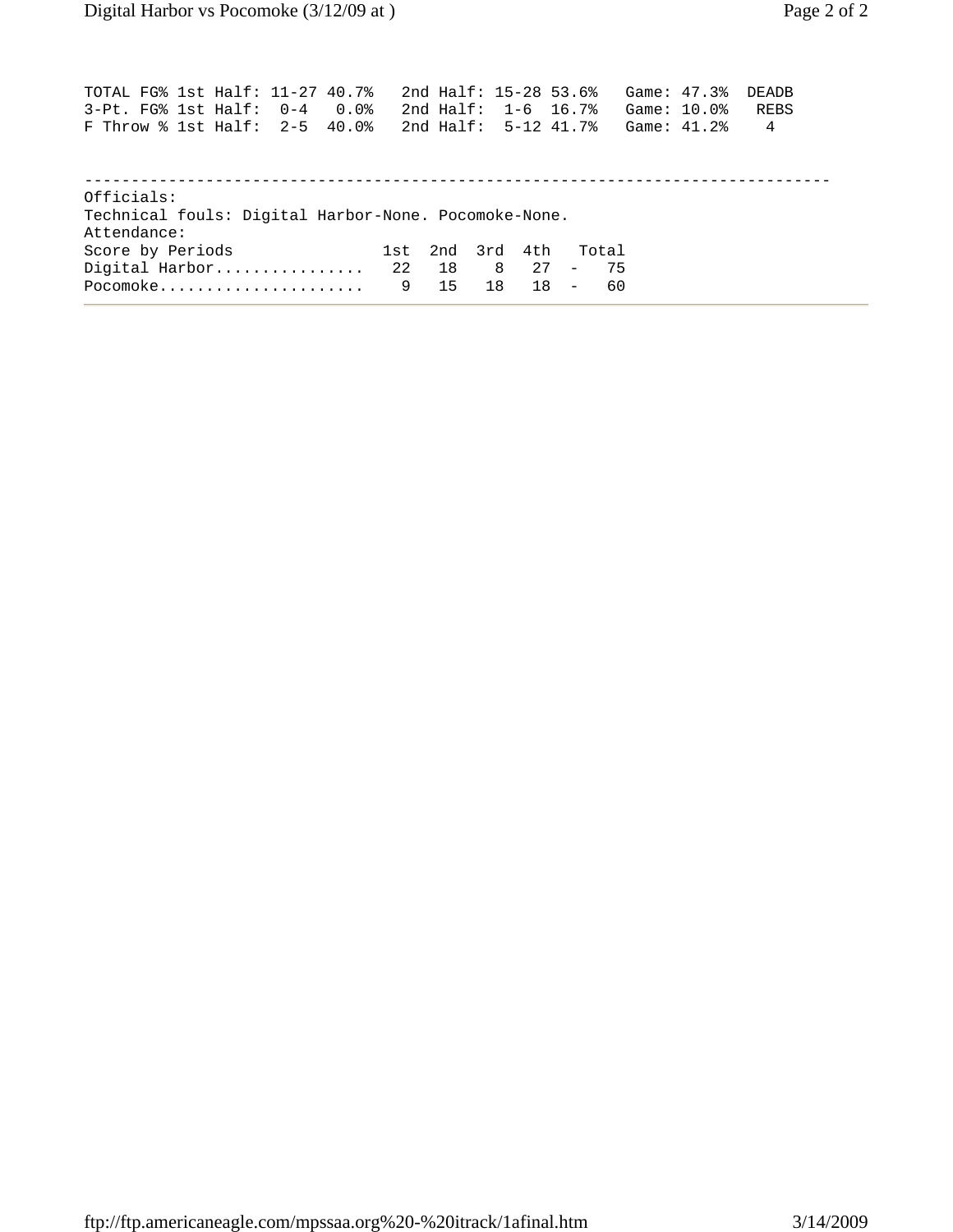| | | | | |
|---|---|---|---|---|
| TOTAL FG% 1st Half: 11-27 40.7% | 2nd Half: 15-28 53.6% | Game: 47.3% | DEADB | |
| 3-Pt. FG% 1st Half: 0-4 0.0% | 2nd Half: 1-6 16.7% | Game: 10.0% | REBS | |
| F Throw % 1st Half: 2-5 40.0% | 2nd Half: 5-12 41.7% | Game: 41.2% | 4 | |

---

Officials:

Technical fouls: Digital Harbor-None. Pocomoke-None.

Attendance:

| Score by Periods | 1st | 2nd | 3rd | 4th | Total |
|---|---|---|---|---|---|
| Digital Harbor................ | 22 | 18 | 8 | 27 | 75 |
| Pocomoke...................... | 9 | 15 | 18 | 18 | 60 |